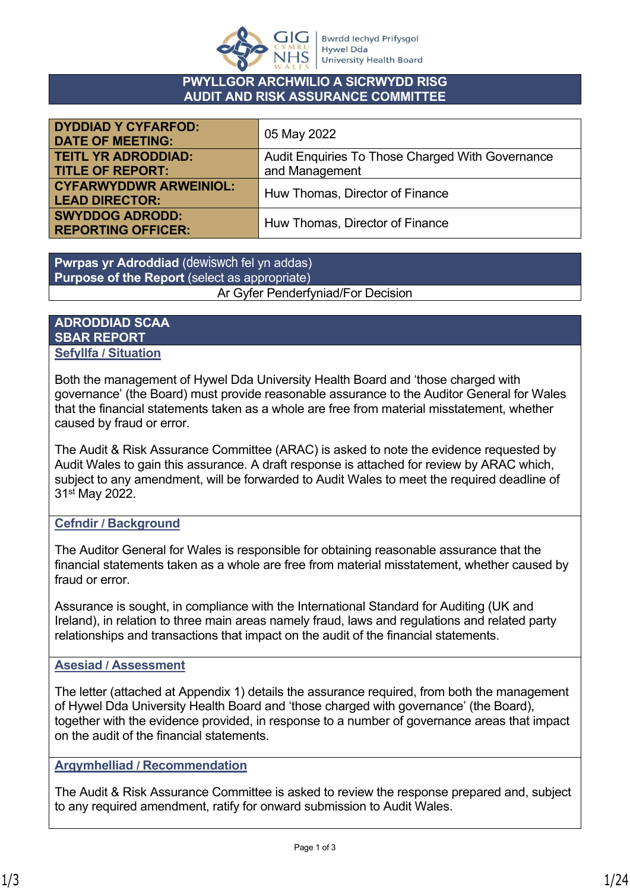# PWYLLGOR ARCHWILIO A SICRWYDD RISG
# AUDIT AND RISK ASSURANCE COMMITTEE

| | |
|---|---|
| **DYDDIAD Y CYFARFOD: DATE OF MEETING:** | 05 May 2022 |
| **TEITL YR ADRODDIAD: TITLE OF REPORT:** | Audit Enquiries To Those Charged With Governance and Management |
| **CYFARWYDDWR ARWEINIOL: LEAD DIRECTOR:** | Huw Thomas, Director of Finance |
| **SWYDDOG ADRODD: REPORTING OFFICER:** | Huw Thomas, Director of Finance |

| **Pwrpas yr Adroddiad** (dewiswch fel yn addas) **Purpose of the Report** (select as appropriate) |
|---|
| Ar Gyfer Penderfyniad/For Decision |

## ADRODDIAD SCAA
## SBAR REPORT

### Sefyllfa / Situation

Both the management of Hywel Dda University Health Board and 'those charged with governance' (the Board) must provide reasonable assurance to the Auditor General for Wales that the financial statements taken as a whole are free from material misstatement, whether caused by fraud or error.

The Audit & Risk Assurance Committee (ARAC) is asked to note the evidence requested by Audit Wales to gain this assurance. A draft response is attached for review by ARAC which, subject to any amendment, will be forwarded to Audit Wales to meet the required deadline of 31st May 2022.

### Cefndir / Background

The Auditor General for Wales is responsible for obtaining reasonable assurance that the financial statements taken as a whole are free from material misstatement, whether caused by fraud or error.

Assurance is sought, in compliance with the International Standard for Auditing (UK and Ireland), in relation to three main areas namely fraud, laws and regulations and related party relationships and transactions that impact on the audit of the financial statements.

### Asesiad / Assessment

The letter (attached at Appendix 1) details the assurance required, from both the management of Hywel Dda University Health Board and 'those charged with governance' (the Board), together with the evidence provided, in response to a number of governance areas that impact on the audit of the financial statements.

### Argymhelliad / Recommendation

The Audit & Risk Assurance Committee is asked to review the response prepared and, subject to any required amendment, ratify for onward submission to Audit Wales.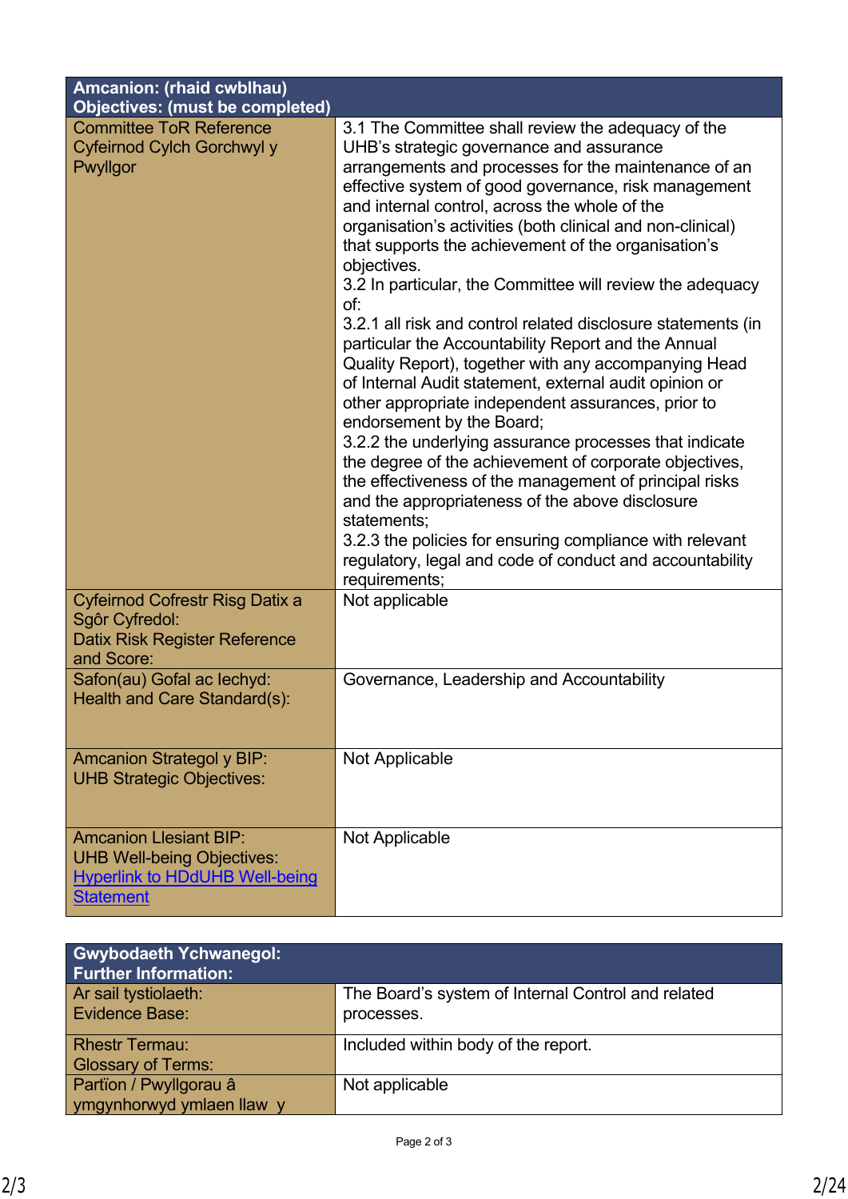| Amcanion: (rhaid cwblhau)<br>Objectives: (must be completed) | |
|---|---|
| Committee ToR Reference<br>Cyfeirnod Cylch Gorchwyl y Pwyllgor | 3.1 The Committee shall review the adequacy of the UHB's strategic governance and assurance arrangements and processes for the maintenance of an effective system of good governance, risk management and internal control, across the whole of the organisation's activities (both clinical and non-clinical) that supports the achievement of the organisation's objectives.<br>3.2 In particular, the Committee will review the adequacy of:<br>3.2.1 all risk and control related disclosure statements (in particular the Accountability Report and the Annual Quality Report), together with any accompanying Head of Internal Audit statement, external audit opinion or other appropriate independent assurances, prior to endorsement by the Board;<br>3.2.2 the underlying assurance processes that indicate the degree of the achievement of corporate objectives, the effectiveness of the management of principal risks and the appropriateness of the above disclosure statements;<br>3.2.3 the policies for ensuring compliance with relevant regulatory, legal and code of conduct and accountability requirements; |
| Cyfeirnod Cofrestr Risg Datix a Sgôr Cyfredol:<br>Datix Risk Register Reference and Score: | Not applicable |
| Safon(au) Gofal ac Iechyd:<br>Health and Care Standard(s): | Governance, Leadership and Accountability |
| Amcanion Strategol y BIP:<br>UHB Strategic Objectives: | Not Applicable |
| Amcanion Llesiant BIP:<br>UHB Well-being Objectives:<br>Hyperlink to HDdUHB Well-being Statement | Not Applicable |

| Gwybodaeth Ychwanegol:<br>Further Information: | |
|---|---|
| Ar sail tystiolaeth:<br>Evidence Base: | The Board's system of Internal Control and related processes. |
| Rhestr Termau:<br>Glossary of Terms: | Included within body of the report. |
| Partïon / Pwyllgorau â ymgynhorwyd ymlaen llaw y | Not applicable |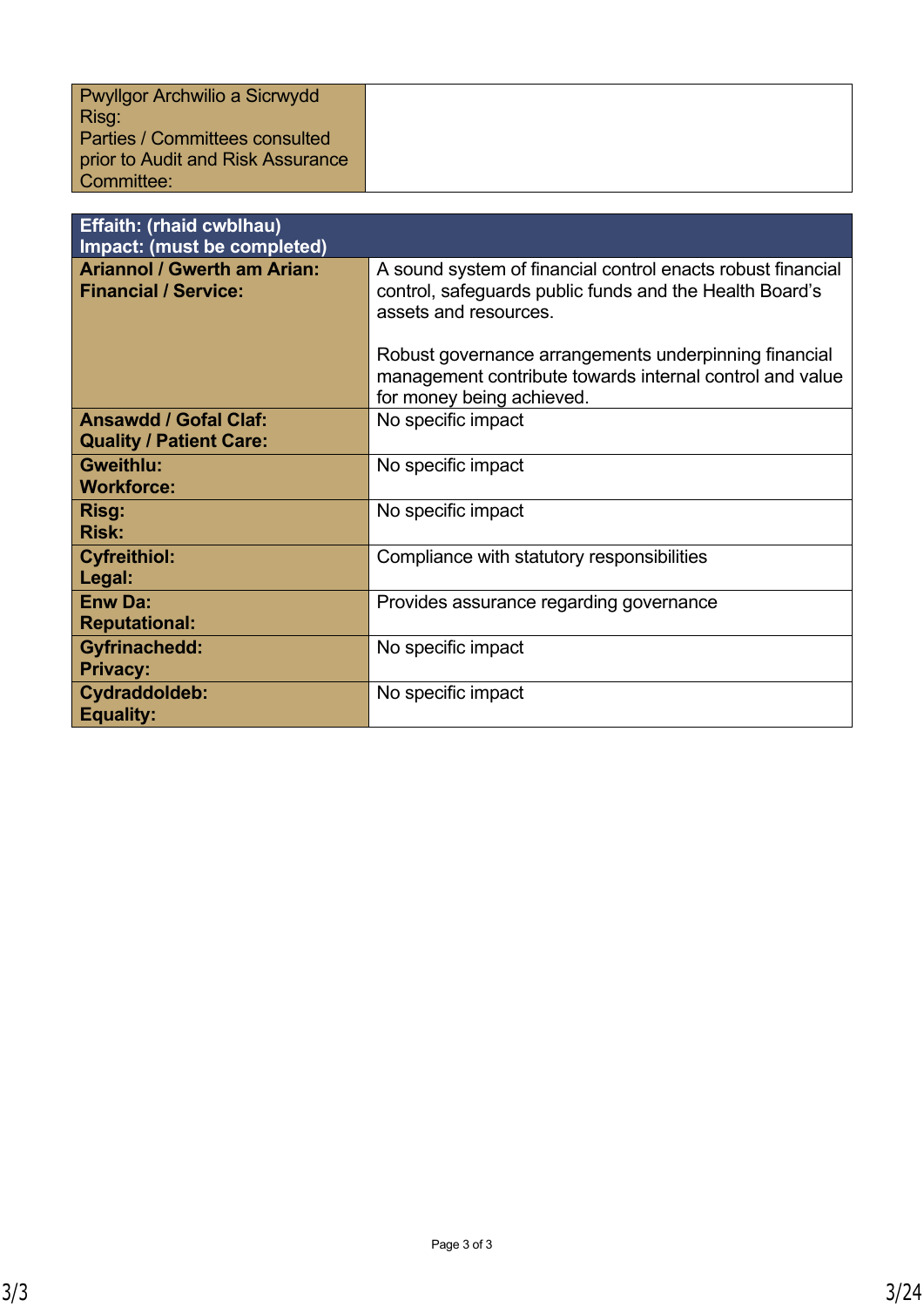| | |
|---|---|
| Pwyllgor Archwilio a Sicrwydd Risg:<br>Parties / Committees consulted prior to Audit and Risk Assurance Committee: | |

| **Effaith: (rhaid cwblhau)**<br>**Impact: (must be completed)** | |
|---|---|
| **Ariannol / Gwerth am Arian:**<br>**Financial / Service:** | A sound system of financial control enacts robust financial control, safeguards public funds and the Health Board's assets and resources.<br><br>Robust governance arrangements underpinning financial management contribute towards internal control and value for money being achieved. |
| **Ansawdd / Gofal Claf:**<br>**Quality / Patient Care:** | No specific impact |
| **Gweithlu:**<br>**Workforce:** | No specific impact |
| **Risg:**<br>**Risk:** | No specific impact |
| **Cyfreithiol:**<br>**Legal:** | Compliance with statutory responsibilities |
| **Enw Da:**<br>**Reputational:** | Provides assurance regarding governance |
| **Gyfrinachedd:**<br>**Privacy:** | No specific impact |
| **Cydraddoldeb:**<br>**Equality:** | No specific impact |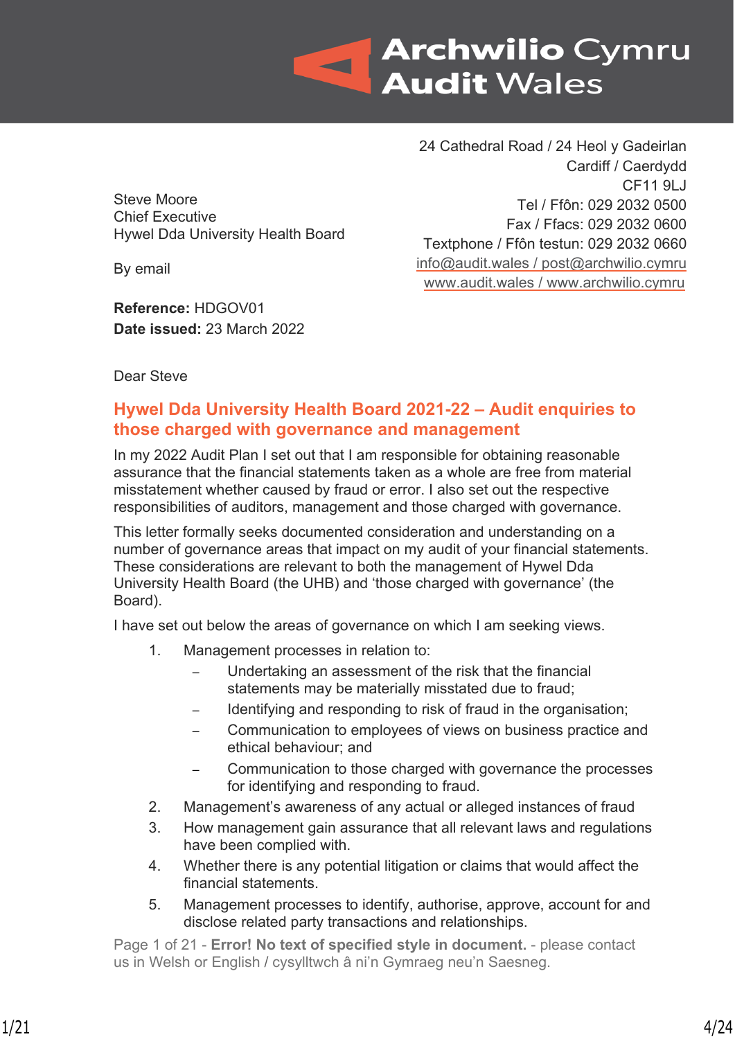Archwilio Cymru
Audit Wales

Steve Moore
Chief Executive
Hywel Dda University Health Board

By email

24 Cathedral Road / 24 Heol y Gadeirlan
Cardiff / Caerdydd
CF11 9LJ
Tel / Ffôn: 029 2032 0500
Fax / Ffacs: 029 2032 0600
Textphone / Ffôn testun: 029 2032 0660
info@audit.wales / post@archwilio.cymru
www.audit.wales / www.archwilio.cymru

**Reference:** HDGOV01
**Date issued:** 23 March 2022

Dear Steve

## Hywel Dda University Health Board 2021-22 – Audit enquiries to those charged with governance and management

In my 2022 Audit Plan I set out that I am responsible for obtaining reasonable assurance that the financial statements taken as a whole are free from material misstatement whether caused by fraud or error. I also set out the respective responsibilities of auditors, management and those charged with governance.

This letter formally seeks documented consideration and understanding on a number of governance areas that impact on my audit of your financial statements. These considerations are relevant to both the management of Hywel Dda University Health Board (the UHB) and 'those charged with governance' (the Board).

I have set out below the areas of governance on which I am seeking views.

1. Management processes in relation to:
   - Undertaking an assessment of the risk that the financial statements may be materially misstated due to fraud;
   - Identifying and responding to risk of fraud in the organisation;
   - Communication to employees of views on business practice and ethical behaviour; and
   - Communication to those charged with governance the processes for identifying and responding to fraud.
2. Management's awareness of any actual or alleged instances of fraud
3. How management gain assurance that all relevant laws and regulations have been complied with.
4. Whether there is any potential litigation or claims that would affect the financial statements.
5. Management processes to identify, authorise, approve, account for and disclose related party transactions and relationships.

**Error! No text of specified style in document.** - please contact us in Welsh or English / cysylltwch â ni'n Gymraeg neu'n Saesneg.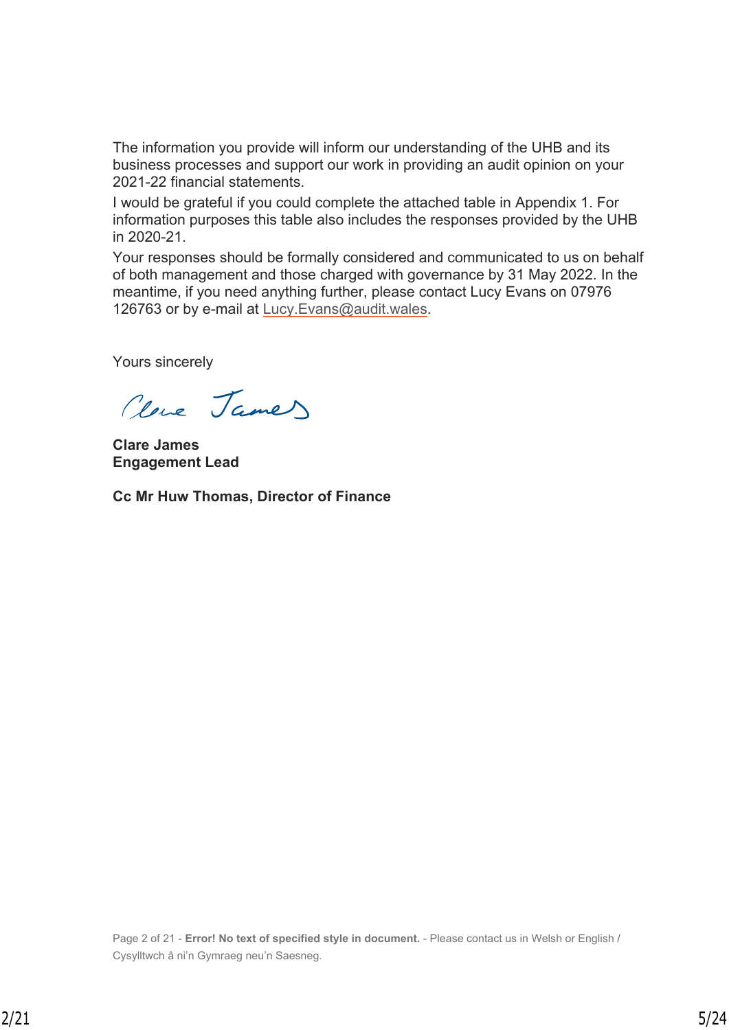The information you provide will inform our understanding of the UHB and its business processes and support our work in providing an audit opinion on your 2021-22 financial statements.

I would be grateful if you could complete the attached table in Appendix 1. For information purposes this table also includes the responses provided by the UHB in 2020-21.

Your responses should be formally considered and communicated to us on behalf of both management and those charged with governance by 31 May 2022. In the meantime, if you need anything further, please contact Lucy Evans on 07976 126763 or by e-mail at Lucy.Evans@audit.wales.

Yours sincerely

Clare James

**Clare James**
**Engagement Lead**

**Cc Mr Huw Thomas, Director of Finance**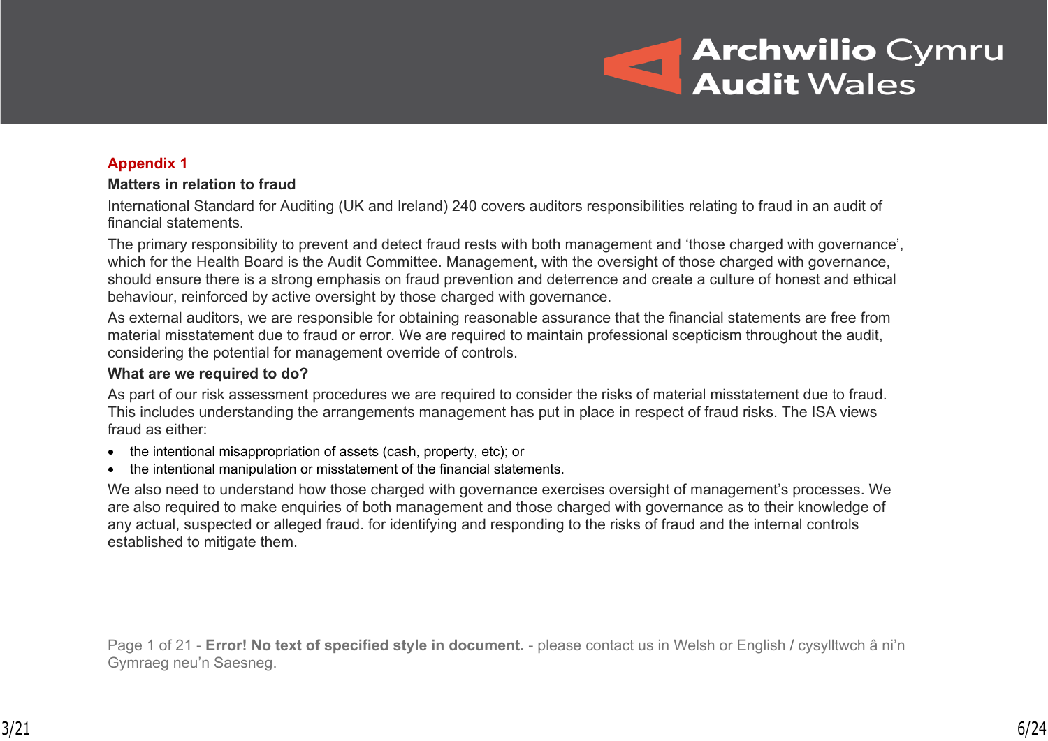## Appendix 1

### Matters in relation to fraud

International Standard for Auditing (UK and Ireland) 240 covers auditors responsibilities relating to fraud in an audit of financial statements.

The primary responsibility to prevent and detect fraud rests with both management and 'those charged with governance', which for the Health Board is the Audit Committee. Management, with the oversight of those charged with governance, should ensure there is a strong emphasis on fraud prevention and deterrence and create a culture of honest and ethical behaviour, reinforced by active oversight by those charged with governance.

As external auditors, we are responsible for obtaining reasonable assurance that the financial statements are free from material misstatement due to fraud or error. We are required to maintain professional scepticism throughout the audit, considering the potential for management override of controls.

### What are we required to do?

As part of our risk assessment procedures we are required to consider the risks of material misstatement due to fraud. This includes understanding the arrangements management has put in place in respect of fraud risks. The ISA views fraud as either:

- the intentional misappropriation of assets (cash, property, etc); or
- the intentional manipulation or misstatement of the financial statements.

We also need to understand how those charged with governance exercises oversight of management's processes. We are also required to make enquiries of both management and those charged with governance as to their knowledge of any actual, suspected or alleged fraud. for identifying and responding to the risks of fraud and the internal controls established to mitigate them.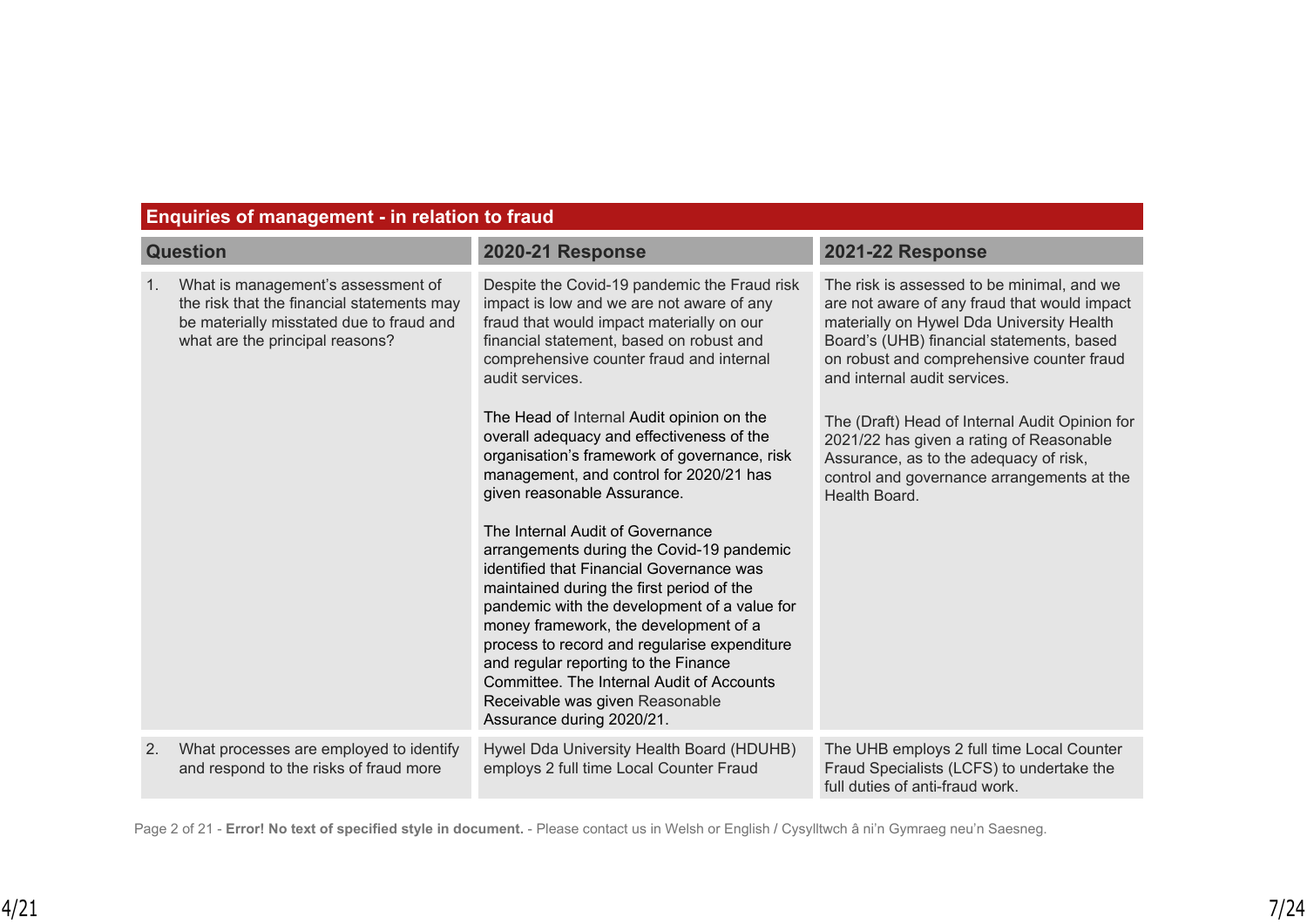## Enquiries of management - in relation to fraud

| Question | 2020-21 Response | 2021-22 Response |
|---|---|---|
| 1. What is management's assessment of the risk that the financial statements may be materially misstated due to fraud and what are the principal reasons? | Despite the Covid-19 pandemic the Fraud risk impact is low and we are not aware of any fraud that would impact materially on our financial statement, based on robust and comprehensive counter fraud and internal audit services.<br><br>The Head of Internal Audit opinion on the overall adequacy and effectiveness of the organisation's framework of governance, risk management, and control for 2020/21 has given reasonable Assurance.<br><br>The Internal Audit of Governance arrangements during the Covid-19 pandemic identified that Financial Governance was maintained during the first period of the pandemic with the development of a value for money framework, the development of a process to record and regularise expenditure and regular reporting to the Finance Committee. The Internal Audit of Accounts Receivable was given Reasonable Assurance during 2020/21. | The risk is assessed to be minimal, and we are not aware of any fraud that would impact materially on Hywel Dda University Health Board's (UHB) financial statements, based on robust and comprehensive counter fraud and internal audit services.<br><br>The (Draft) Head of Internal Audit Opinion for 2021/22 has given a rating of Reasonable Assurance, as to the adequacy of risk, control and governance arrangements at the Health Board. |
| 2. What processes are employed to identify and respond to the risks of fraud more | Hywel Dda University Health Board (HDUHB) employs 2 full time Local Counter Fraud | The UHB employs 2 full time Local Counter Fraud Specialists (LCFS) to undertake the full duties of anti-fraud work. |

Page 2 of 21 - **Error! No text of specified style in document.** - Please contact us in Welsh or English / Cysylltwch â ni'n Gymraeg neu'n Saesneg.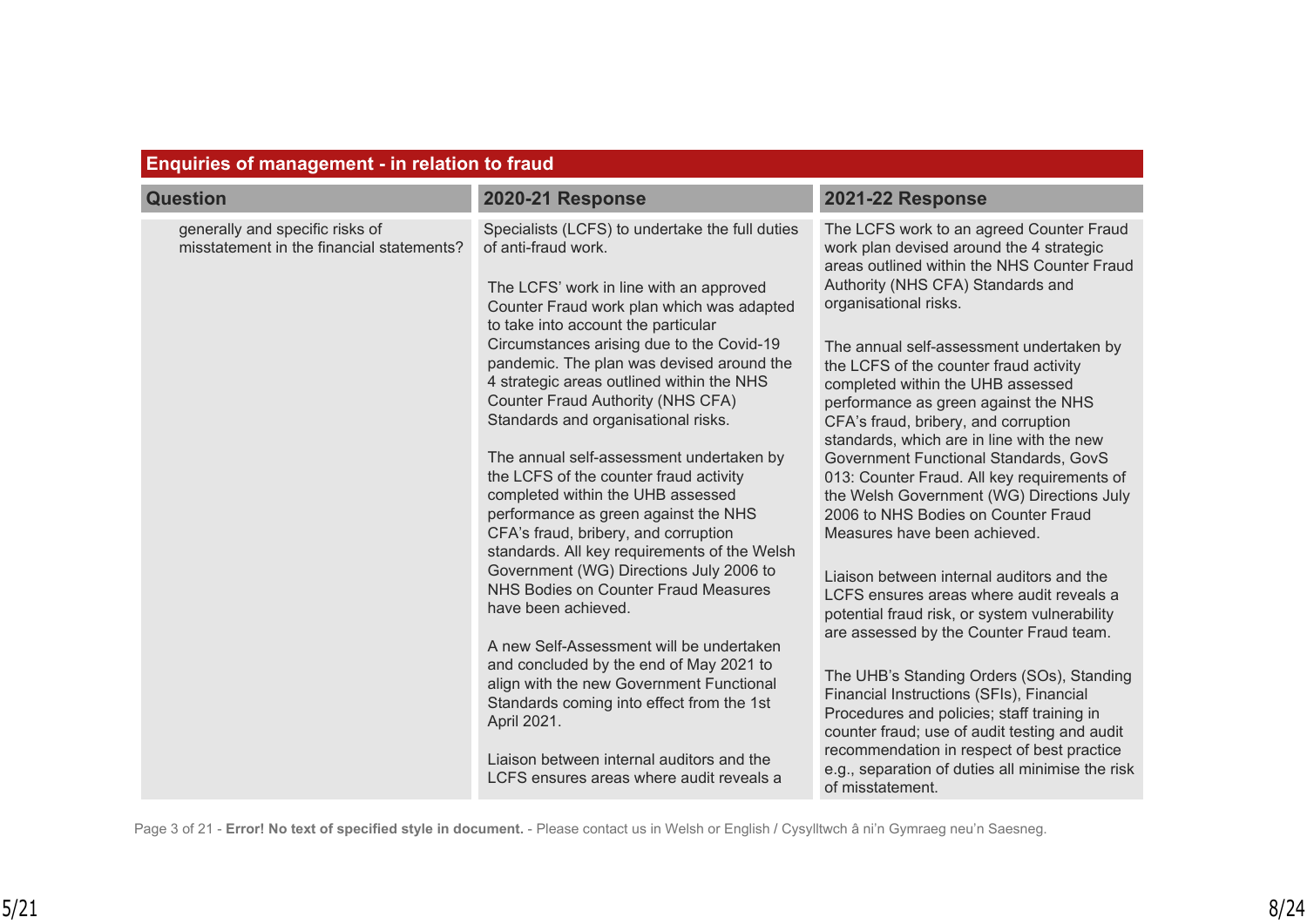| Enquiries of management - in relation to fraud | | |
|---|---|---|
| **Question** | **2020-21 Response** | **2021-22 Response** |
| generally and specific risks of misstatement in the financial statements? | Specialists (LCFS) to undertake the full duties of anti-fraud work.<br><br>The LCFS' work in line with an approved Counter Fraud work plan which was adapted to take into account the particular Circumstances arising due to the Covid-19 pandemic. The plan was devised around the 4 strategic areas outlined within the NHS Counter Fraud Authority (NHS CFA) Standards and organisational risks.<br><br>The annual self-assessment undertaken by the LCFS of the counter fraud activity completed within the UHB assessed performance as green against the NHS CFA's fraud, bribery, and corruption standards. All key requirements of the Welsh Government (WG) Directions July 2006 to NHS Bodies on Counter Fraud Measures have been achieved.<br><br>A new Self-Assessment will be undertaken and concluded by the end of May 2021 to align with the new Government Functional Standards coming into effect from the 1st April 2021.<br><br>Liaison between internal auditors and the LCFS ensures areas where audit reveals a | The LCFS work to an agreed Counter Fraud work plan devised around the 4 strategic areas outlined within the NHS Counter Fraud Authority (NHS CFA) Standards and organisational risks.<br><br>The annual self-assessment undertaken by the LCFS of the counter fraud activity completed within the UHB assessed performance as green against the NHS CFA's fraud, bribery, and corruption standards, which are in line with the new Government Functional Standards, GovS 013: Counter Fraud. All key requirements of the Welsh Government (WG) Directions July 2006 to NHS Bodies on Counter Fraud Measures have been achieved.<br><br>Liaison between internal auditors and the LCFS ensures areas where audit reveals a potential fraud risk, or system vulnerability are assessed by the Counter Fraud team.<br><br>The UHB's Standing Orders (SOs), Standing Financial Instructions (SFIs), Financial Procedures and policies; staff training in counter fraud; use of audit testing and audit recommendation in respect of best practice e.g., separation of duties all minimise the risk of misstatement. |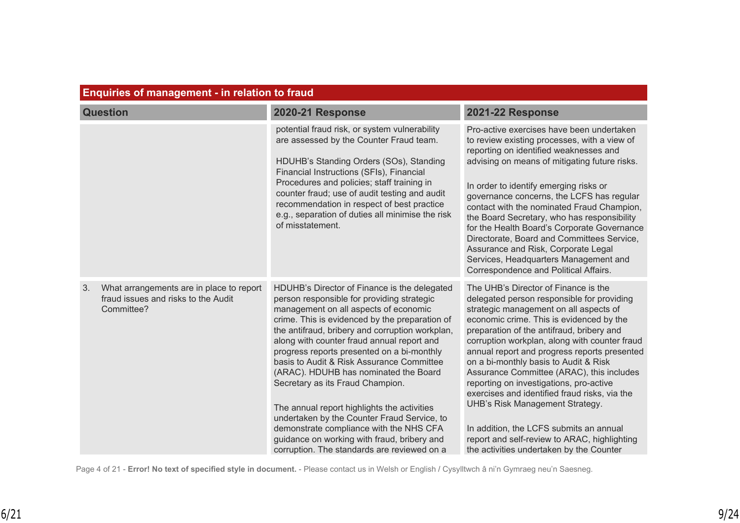| Enquiries of management - in relation to fraud | | |
|---|---|---|
| **Question** | **2020-21 Response** | **2021-22 Response** |
| | potential fraud risk, or system vulnerability are assessed by the Counter Fraud team.<br><br>HDUHB's Standing Orders (SOs), Standing Financial Instructions (SFIs), Financial Procedures and policies; staff training in counter fraud; use of audit testing and audit recommendation in respect of best practice e.g., separation of duties all minimise the risk of misstatement. | Pro-active exercises have been undertaken to review existing processes, with a view of reporting on identified weaknesses and advising on means of mitigating future risks.<br><br>In order to identify emerging risks or governance concerns, the LCFS has regular contact with the nominated Fraud Champion, the Board Secretary, who has responsibility for the Health Board's Corporate Governance Directorate, Board and Committees Service, Assurance and Risk, Corporate Legal Services, Headquarters Management and Correspondence and Political Affairs. |
| 3. What arrangements are in place to report fraud issues and risks to the Audit Committee? | HDUHB's Director of Finance is the delegated person responsible for providing strategic management on all aspects of economic crime. This is evidenced by the preparation of the antifraud, bribery and corruption workplan, along with counter fraud annual report and progress reports presented on a bi-monthly basis to Audit & Risk Assurance Committee (ARAC). HDUHB has nominated the Board Secretary as its Fraud Champion.<br><br>The annual report highlights the activities undertaken by the Counter Fraud Service, to demonstrate compliance with the NHS CFA guidance on working with fraud, bribery and corruption. The standards are reviewed on a | The UHB's Director of Finance is the delegated person responsible for providing strategic management on all aspects of economic crime. This is evidenced by the preparation of the antifraud, bribery and corruption workplan, along with counter fraud annual report and progress reports presented on a bi-monthly basis to Audit & Risk Assurance Committee (ARAC), this includes reporting on investigations, pro-active exercises and identified fraud risks, via the UHB's Risk Management Strategy.<br><br>In addition, the LCFS submits an annual report and self-review to ARAC, highlighting the activities undertaken by the Counter |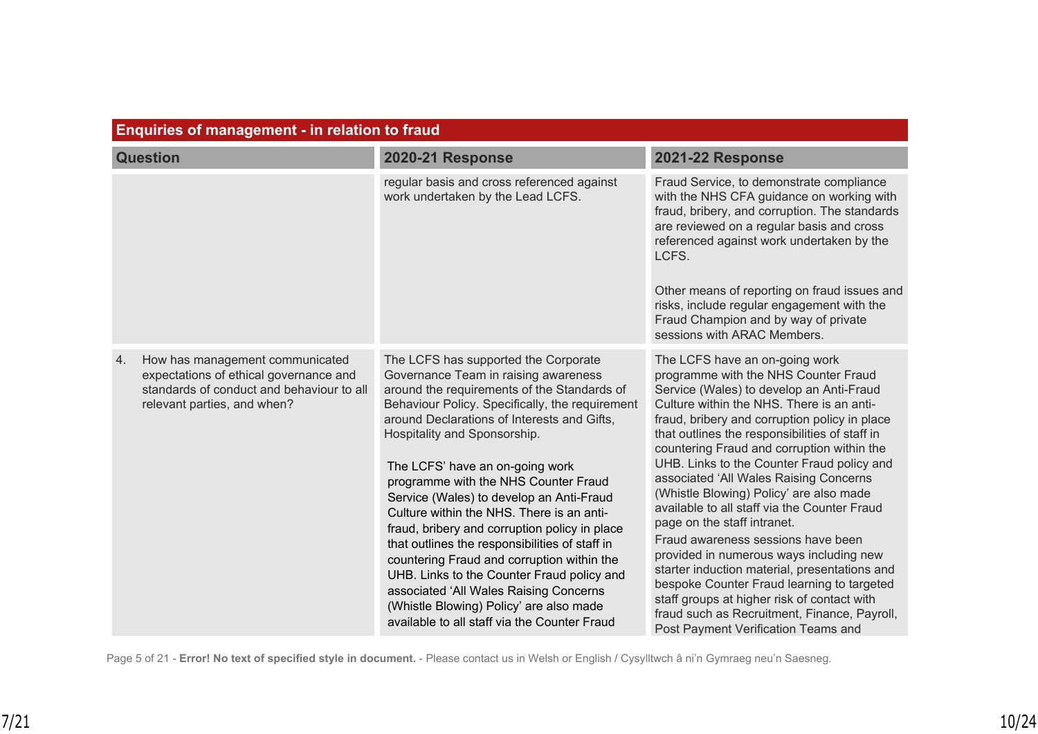| Enquiries of management - in relation to fraud | | |
|---|---|---|
| **Question** | **2020-21 Response** | **2021-22 Response** |
| | regular basis and cross referenced against work undertaken by the Lead LCFS. | Fraud Service, to demonstrate compliance with the NHS CFA guidance on working with fraud, bribery, and corruption. The standards are reviewed on a regular basis and cross referenced against work undertaken by the LCFS.<br><br>Other means of reporting on fraud issues and risks, include regular engagement with the Fraud Champion and by way of private sessions with ARAC Members. |
| 4. How has management communicated expectations of ethical governance and standards of conduct and behaviour to all relevant parties, and when? | The LCFS has supported the Corporate Governance Team in raising awareness around the requirements of the Standards of Behaviour Policy. Specifically, the requirement around Declarations of Interests and Gifts, Hospitality and Sponsorship.<br><br>The LCFS' have an on-going work programme with the NHS Counter Fraud Service (Wales) to develop an Anti-Fraud Culture within the NHS. There is an anti-fraud, bribery and corruption policy in place that outlines the responsibilities of staff in countering Fraud and corruption within the UHB. Links to the Counter Fraud policy and associated 'All Wales Raising Concerns (Whistle Blowing) Policy' are also made available to all staff via the Counter Fraud | The LCFS have an on-going work programme with the NHS Counter Fraud Service (Wales) to develop an Anti-Fraud Culture within the NHS. There is an anti-fraud, bribery and corruption policy in place that outlines the responsibilities of staff in countering Fraud and corruption within the UHB. Links to the Counter Fraud policy and associated 'All Wales Raising Concerns (Whistle Blowing) Policy' are also made available to all staff via the Counter Fraud page on the staff intranet.<br>Fraud awareness sessions have been provided in numerous ways including new starter induction material, presentations and bespoke Counter Fraud learning to targeted staff groups at higher risk of contact with fraud such as Recruitment, Finance, Payroll, Post Payment Verification Teams and |

Page 5 of 21 - **Error! No text of specified style in document.** - Please contact us in Welsh or English / Cysylltwch â ni'n Gymraeg neu'n Saesneg.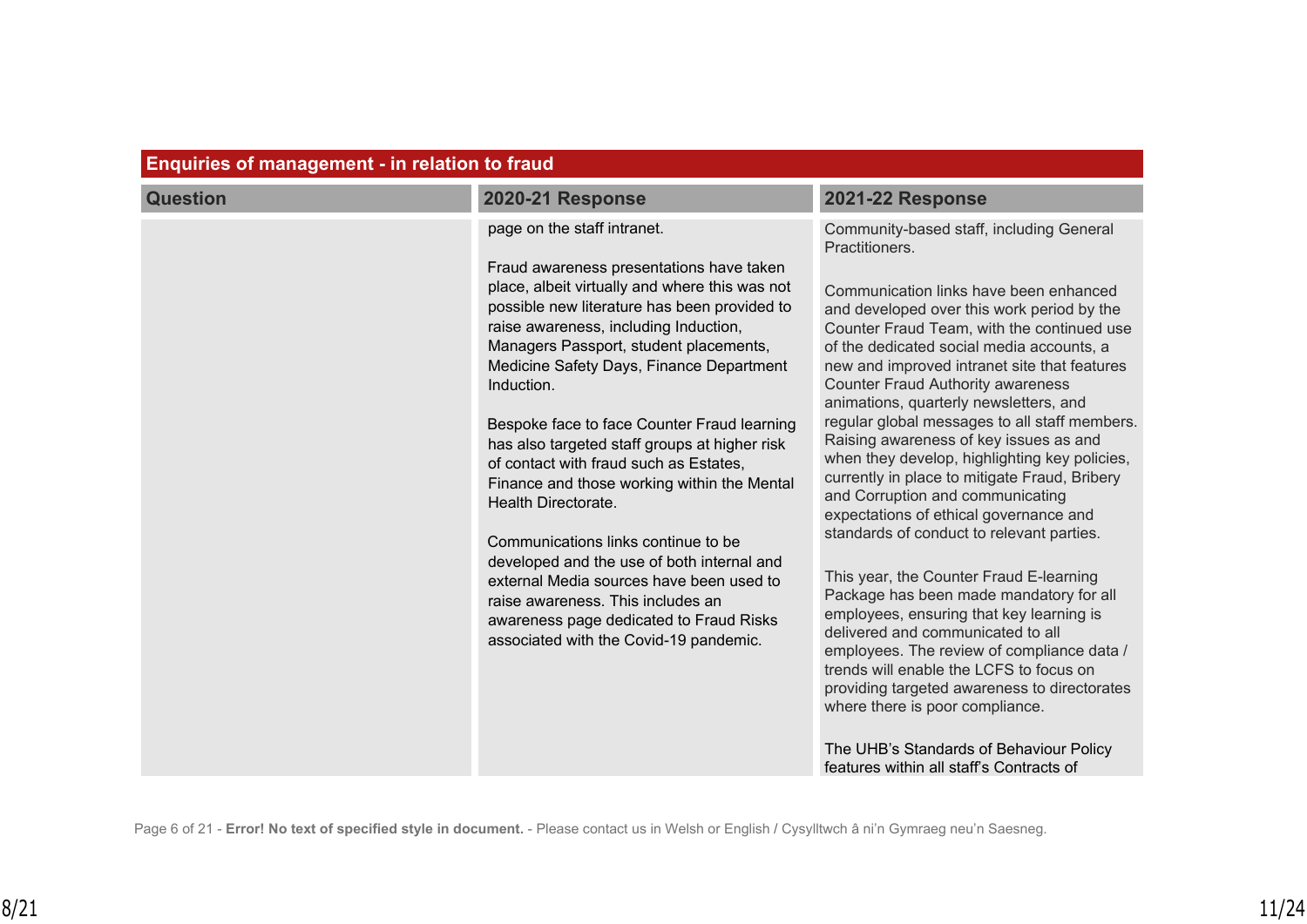| Enquiries of management - in relation to fraud | | |
|---|---|---|
| **Question** | **2020-21 Response** | **2021-22 Response** |
| | page on the staff intranet.<br><br>Fraud awareness presentations have taken place, albeit virtually and where this was not possible new literature has been provided to raise awareness, including Induction, Managers Passport, student placements, Medicine Safety Days, Finance Department Induction.<br><br>Bespoke face to face Counter Fraud learning has also targeted staff groups at higher risk of contact with fraud such as Estates, Finance and those working within the Mental Health Directorate.<br><br>Communications links continue to be developed and the use of both internal and external Media sources have been used to raise awareness. This includes an awareness page dedicated to Fraud Risks associated with the Covid-19 pandemic. | Community-based staff, including General Practitioners.<br><br>Communication links have been enhanced and developed over this work period by the Counter Fraud Team, with the continued use of the dedicated social media accounts, a new and improved intranet site that features Counter Fraud Authority awareness animations, quarterly newsletters, and regular global messages to all staff members. Raising awareness of key issues as and when they develop, highlighting key policies, currently in place to mitigate Fraud, Bribery and Corruption and communicating expectations of ethical governance and standards of conduct to relevant parties.<br><br>This year, the Counter Fraud E-learning Package has been made mandatory for all employees, ensuring that key learning is delivered and communicated to all employees. The review of compliance data / trends will enable the LCFS to focus on providing targeted awareness to directorates where there is poor compliance.<br><br>The UHB's Standards of Behaviour Policy features within all staff's Contracts of |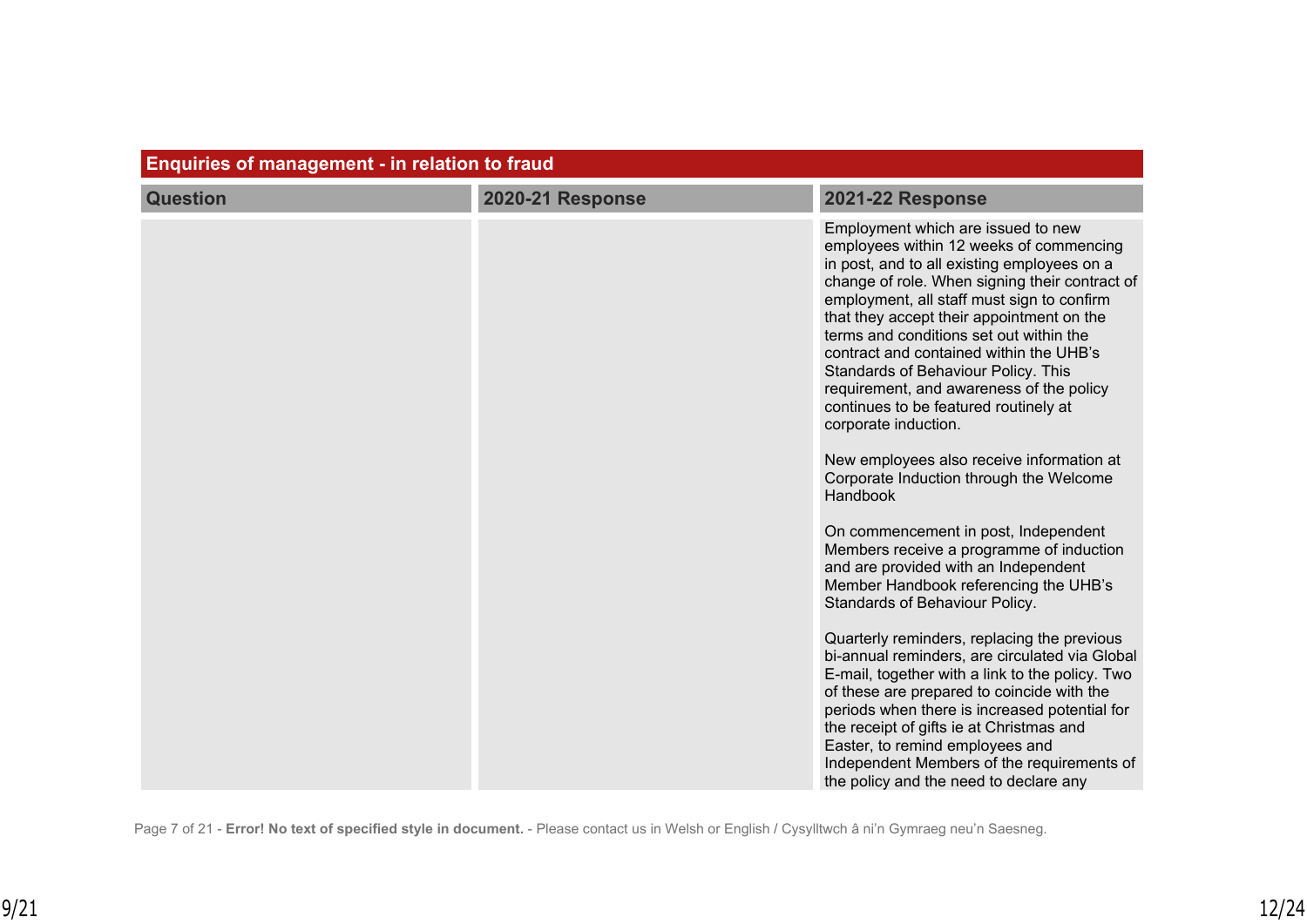## Enquiries of management - in relation to fraud

| Question | 2020-21 Response | 2021-22 Response |
|---|---|---|
| | | Employment which are issued to new employees within 12 weeks of commencing in post, and to all existing employees on a change of role. When signing their contract of employment, all staff must sign to confirm that they accept their appointment on the terms and conditions set out within the contract and contained within the UHB's Standards of Behaviour Policy. This requirement, and awareness of the policy continues to be featured routinely at corporate induction.<br><br>New employees also receive information at Corporate Induction through the Welcome Handbook<br><br>On commencement in post, Independent Members receive a programme of induction and are provided with an Independent Member Handbook referencing the UHB's Standards of Behaviour Policy.<br><br>Quarterly reminders, replacing the previous bi-annual reminders, are circulated via Global E-mail, together with a link to the policy. Two of these are prepared to coincide with the periods when there is increased potential for the receipt of gifts ie at Christmas and Easter, to remind employees and Independent Members of the requirements of the policy and the need to declare any |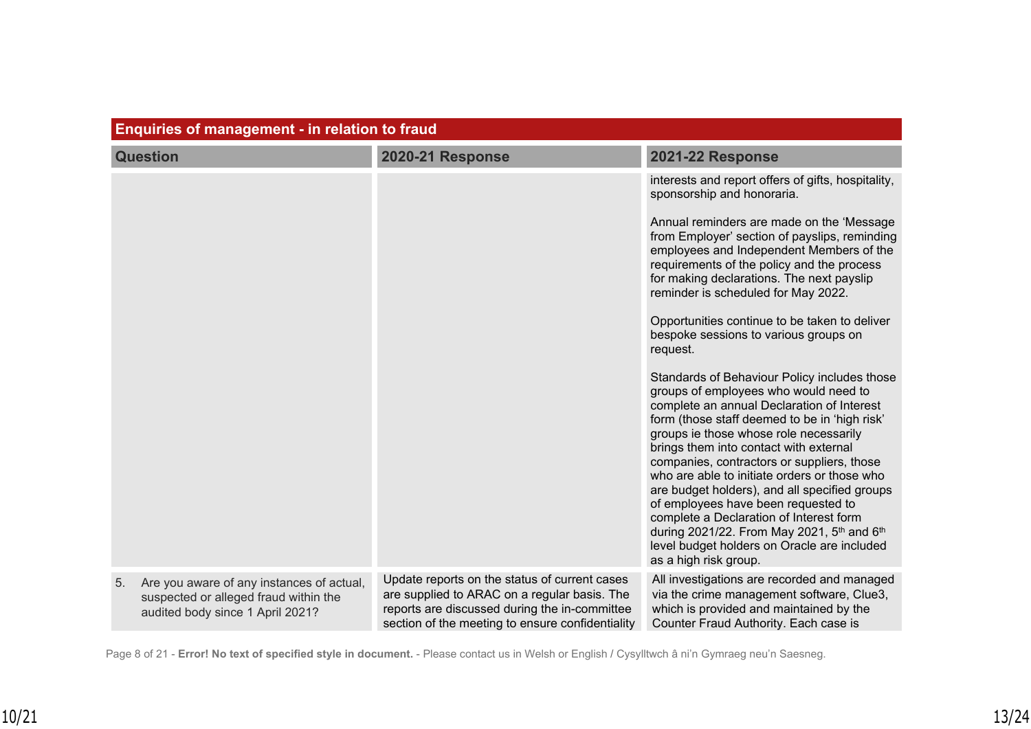| Enquiries of management - in relation to fraud | | |
|---|---|---|
| **Question** | **2020-21 Response** | **2021-22 Response** |
| | | interests and report offers of gifts, hospitality, sponsorship and honoraria.<br><br>Annual reminders are made on the 'Message from Employer' section of payslips, reminding employees and Independent Members of the requirements of the policy and the process for making declarations. The next payslip reminder is scheduled for May 2022.<br><br>Opportunities continue to be taken to deliver bespoke sessions to various groups on request.<br><br>Standards of Behaviour Policy includes those groups of employees who would need to complete an annual Declaration of Interest form (those staff deemed to be in 'high risk' groups ie those whose role necessarily brings them into contact with external companies, contractors or suppliers, those who are able to initiate orders or those who are budget holders), and all specified groups of employees have been requested to complete a Declaration of Interest form during 2021/22. From May 2021, 5th and 6th level budget holders on Oracle are included as a high risk group. |
| 5. Are you aware of any instances of actual, suspected or alleged fraud within the audited body since 1 April 2021? | Update reports on the status of current cases are supplied to ARAC on a regular basis. The reports are discussed during the in-committee section of the meeting to ensure confidentiality | All investigations are recorded and managed via the crime management software, Clue3, which is provided and maintained by the Counter Fraud Authority. Each case is |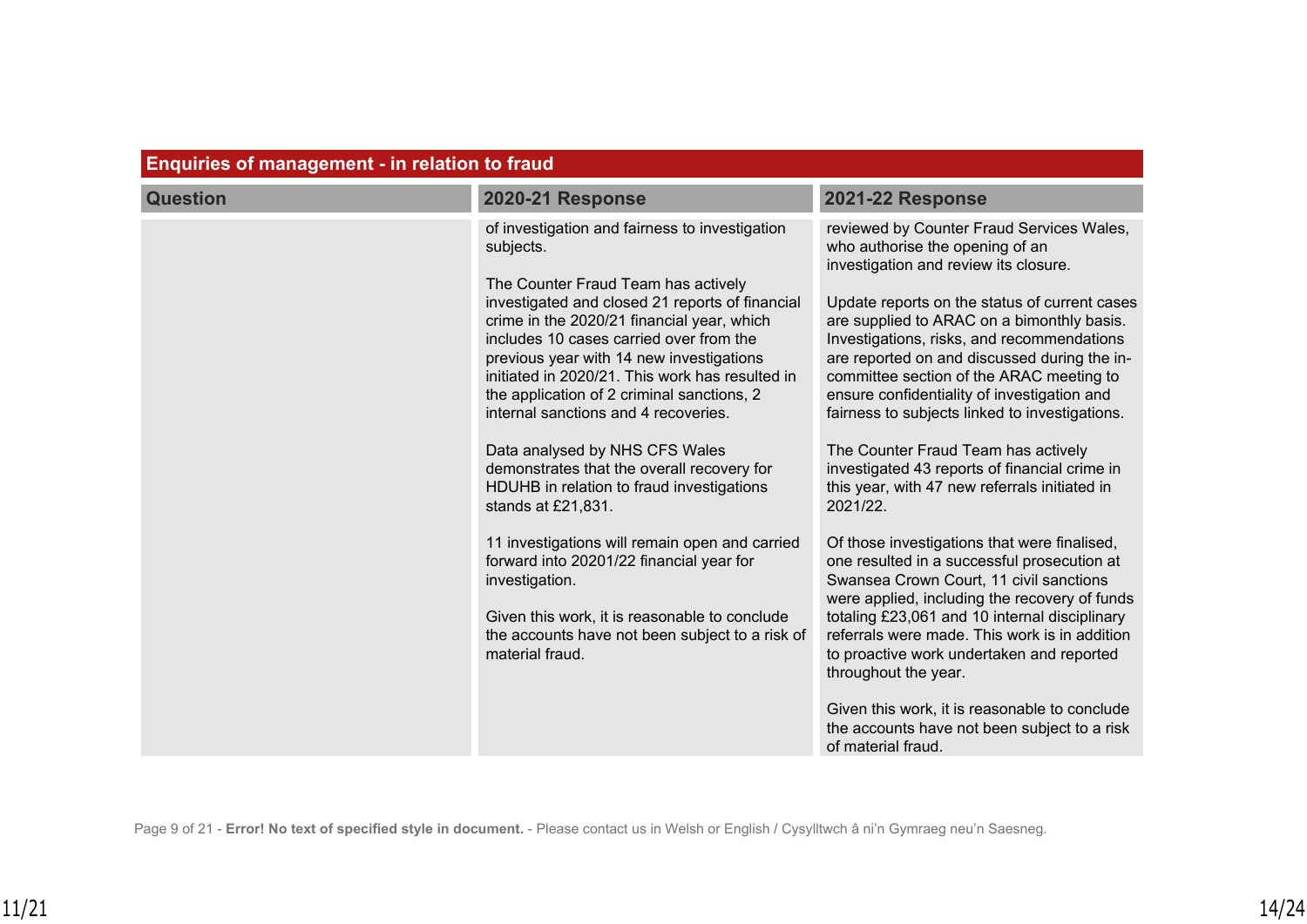| Enquiries of management - in relation to fraud | | |
|---|---|---|
| **Question** | **2020-21 Response** | **2021-22 Response** |
| | of investigation and fairness to investigation subjects.<br><br>The Counter Fraud Team has actively investigated and closed 21 reports of financial crime in the 2020/21 financial year, which includes 10 cases carried over from the previous year with 14 new investigations initiated in 2020/21. This work has resulted in the application of 2 criminal sanctions, 2 internal sanctions and 4 recoveries.<br><br>Data analysed by NHS CFS Wales demonstrates that the overall recovery for HDUHB in relation to fraud investigations stands at £21,831.<br><br>11 investigations will remain open and carried forward into 20201/22 financial year for investigation.<br><br>Given this work, it is reasonable to conclude the accounts have not been subject to a risk of material fraud. | reviewed by Counter Fraud Services Wales, who authorise the opening of an investigation and review its closure.<br><br>Update reports on the status of current cases are supplied to ARAC on a bimonthly basis. Investigations, risks, and recommendations are reported on and discussed during the in-committee section of the ARAC meeting to ensure confidentiality of investigation and fairness to subjects linked to investigations.<br><br>The Counter Fraud Team has actively investigated 43 reports of financial crime in this year, with 47 new referrals initiated in 2021/22.<br><br>Of those investigations that were finalised, one resulted in a successful prosecution at Swansea Crown Court, 11 civil sanctions were applied, including the recovery of funds totaling £23,061 and 10 internal disciplinary referrals were made. This work is in addition to proactive work undertaken and reported throughout the year.<br><br>Given this work, it is reasonable to conclude the accounts have not been subject to a risk of material fraud. |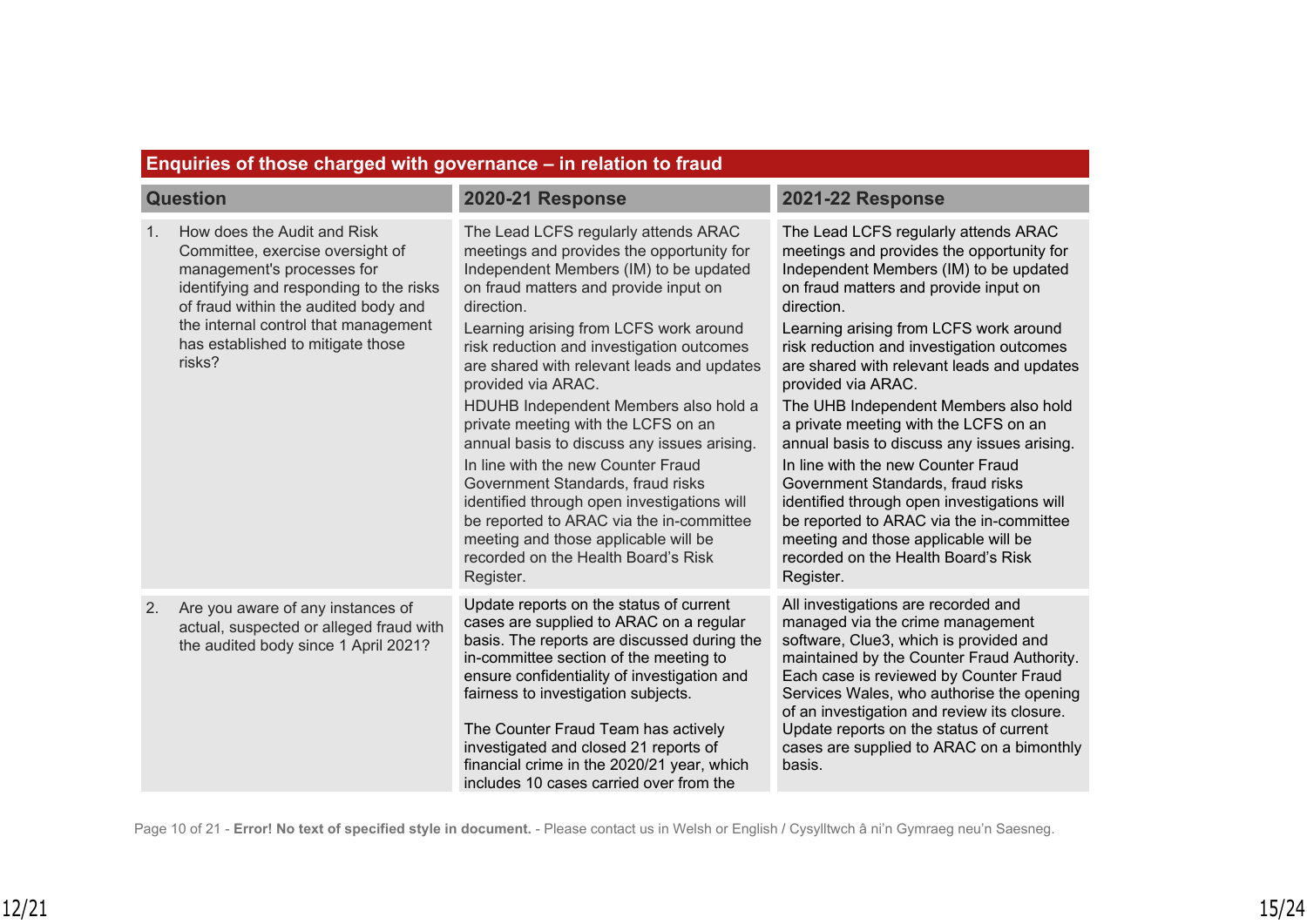## Enquiries of those charged with governance – in relation to fraud

| Question | 2020-21 Response | 2021-22 Response |
|---|---|---|
| 1. How does the Audit and Risk Committee, exercise oversight of management's processes for identifying and responding to the risks of fraud within the audited body and the internal control that management has established to mitigate those risks? | The Lead LCFS regularly attends ARAC meetings and provides the opportunity for Independent Members (IM) to be updated on fraud matters and provide input on direction.<br>Learning arising from LCFS work around risk reduction and investigation outcomes are shared with relevant leads and updates provided via ARAC.<br>HDUHB Independent Members also hold a private meeting with the LCFS on an annual basis to discuss any issues arising.<br>In line with the new Counter Fraud Government Standards, fraud risks identified through open investigations will be reported to ARAC via the in-committee meeting and those applicable will be recorded on the Health Board's Risk Register. | The Lead LCFS regularly attends ARAC meetings and provides the opportunity for Independent Members (IM) to be updated on fraud matters and provide input on direction.<br>Learning arising from LCFS work around risk reduction and investigation outcomes are shared with relevant leads and updates provided via ARAC.<br>The UHB Independent Members also hold a private meeting with the LCFS on an annual basis to discuss any issues arising.<br>In line with the new Counter Fraud Government Standards, fraud risks identified through open investigations will be reported to ARAC via the in-committee meeting and those applicable will be recorded on the Health Board's Risk Register. |
| 2. Are you aware of any instances of actual, suspected or alleged fraud with the audited body since 1 April 2021? | Update reports on the status of current cases are supplied to ARAC on a regular basis. The reports are discussed during the in-committee section of the meeting to ensure confidentiality of investigation and fairness to investigation subjects.<br><br>The Counter Fraud Team has actively investigated and closed 21 reports of financial crime in the 2020/21 year, which includes 10 cases carried over from the | All investigations are recorded and managed via the crime management software, Clue3, which is provided and maintained by the Counter Fraud Authority. Each case is reviewed by Counter Fraud Services Wales, who authorise the opening of an investigation and review its closure. Update reports on the status of current cases are supplied to ARAC on a bimonthly basis. |

Error! No text of specified style in document. - Please contact us in Welsh or English / Cysylltwch â ni'n Gymraeg neu'n Saesneg.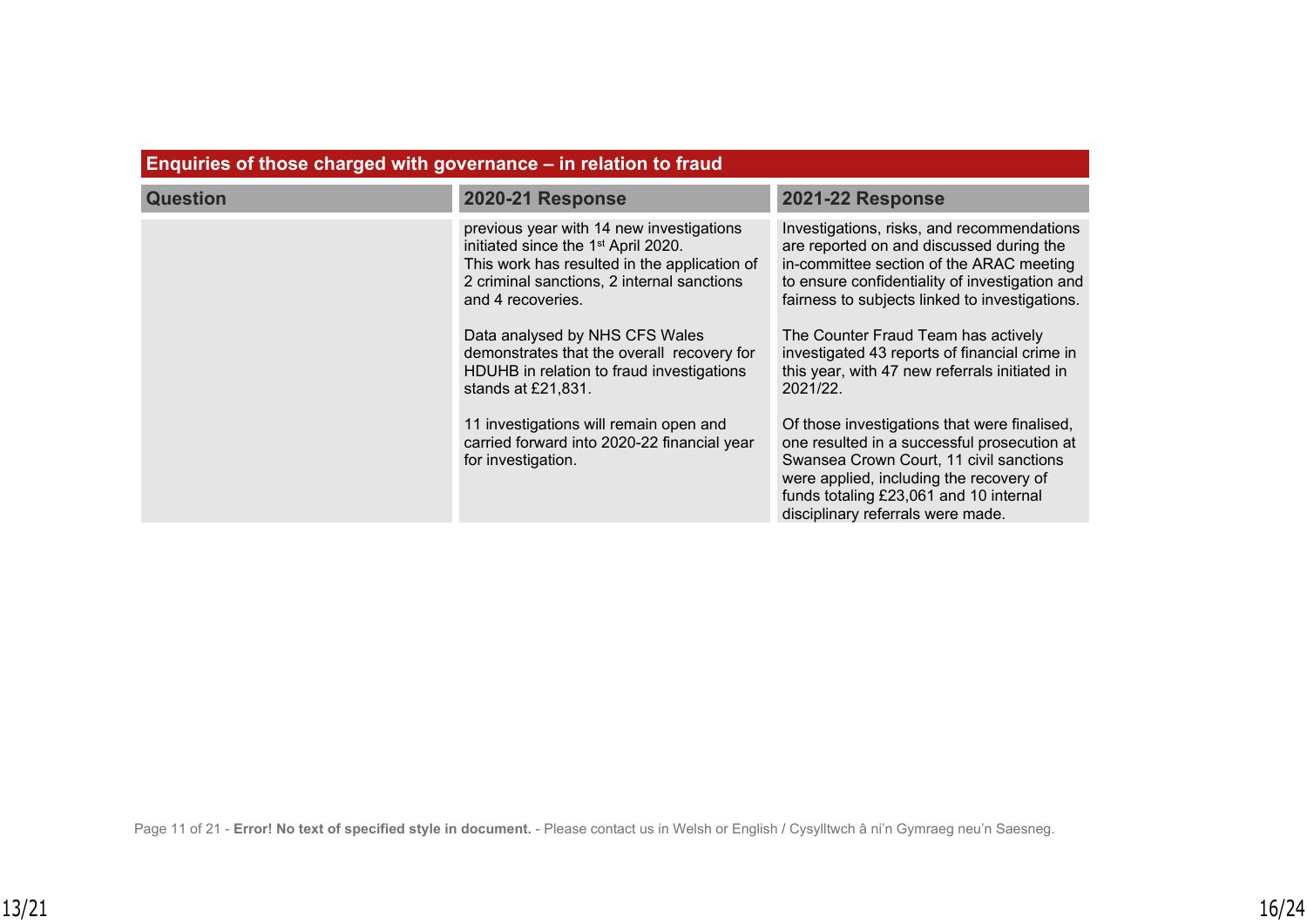| Enquiries of those charged with governance – in relation to fraud | | |
|---|---|---|
| **Question** | **2020-21 Response** | **2021-22 Response** |
| | previous year with 14 new investigations initiated since the 1st April 2020.<br>This work has resulted in the application of 2 criminal sanctions, 2 internal sanctions and 4 recoveries.<br><br>Data analysed by NHS CFS Wales demonstrates that the overall recovery for HDUHB in relation to fraud investigations stands at £21,831.<br><br>11 investigations will remain open and carried forward into 2020-22 financial year for investigation. | Investigations, risks, and recommendations are reported on and discussed during the in-committee section of the ARAC meeting to ensure confidentiality of investigation and fairness to subjects linked to investigations.<br><br>The Counter Fraud Team has actively investigated 43 reports of financial crime in this year, with 47 new referrals initiated in 2021/22.<br><br>Of those investigations that were finalised, one resulted in a successful prosecution at Swansea Crown Court, 11 civil sanctions were applied, including the recovery of funds totaling £23,061 and 10 internal disciplinary referrals were made. |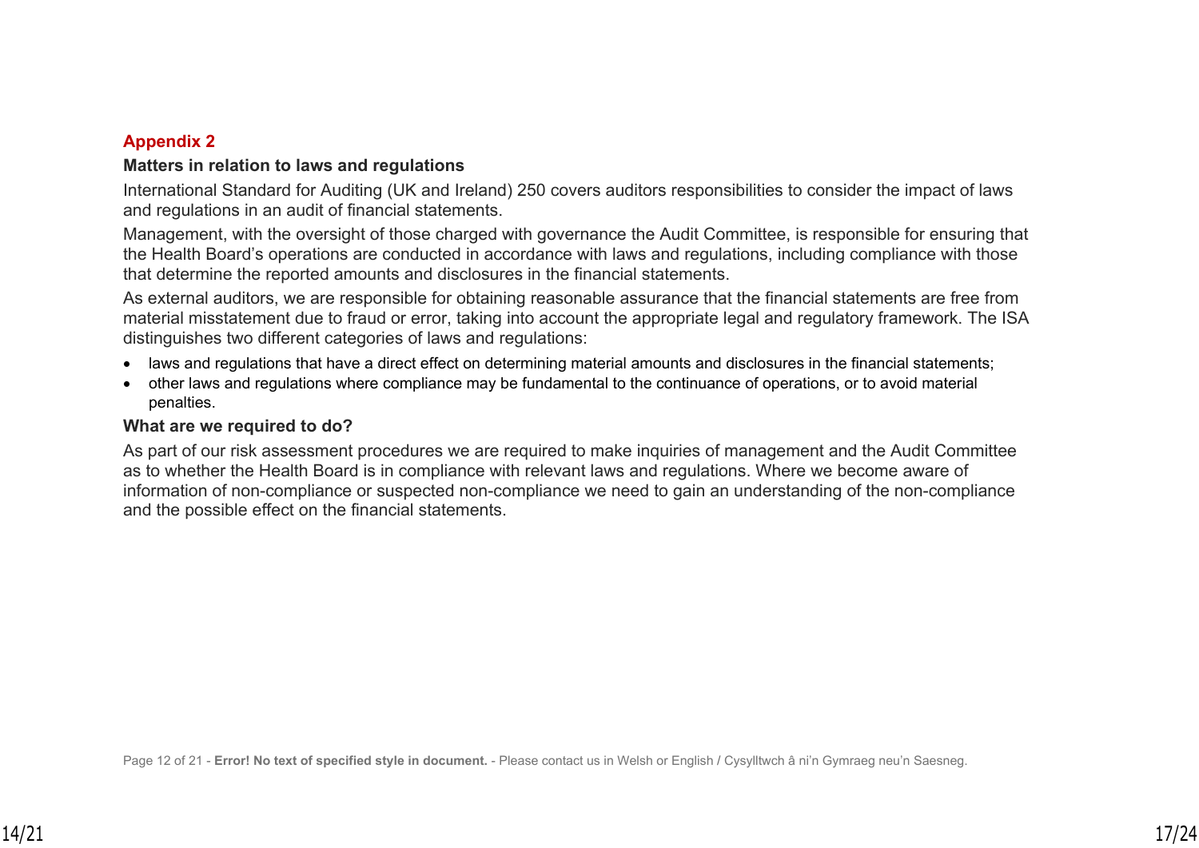## Appendix 2

### Matters in relation to laws and regulations

International Standard for Auditing (UK and Ireland) 250 covers auditors responsibilities to consider the impact of laws and regulations in an audit of financial statements.

Management, with the oversight of those charged with governance the Audit Committee, is responsible for ensuring that the Health Board's operations are conducted in accordance with laws and regulations, including compliance with those that determine the reported amounts and disclosures in the financial statements.

As external auditors, we are responsible for obtaining reasonable assurance that the financial statements are free from material misstatement due to fraud or error, taking into account the appropriate legal and regulatory framework. The ISA distinguishes two different categories of laws and regulations:

- laws and regulations that have a direct effect on determining material amounts and disclosures in the financial statements;
- other laws and regulations where compliance may be fundamental to the continuance of operations, or to avoid material penalties.

### What are we required to do?

As part of our risk assessment procedures we are required to make inquiries of management and the Audit Committee as to whether the Health Board is in compliance with relevant laws and regulations. Where we become aware of information of non-compliance or suspected non-compliance we need to gain an understanding of the non-compliance and the possible effect on the financial statements.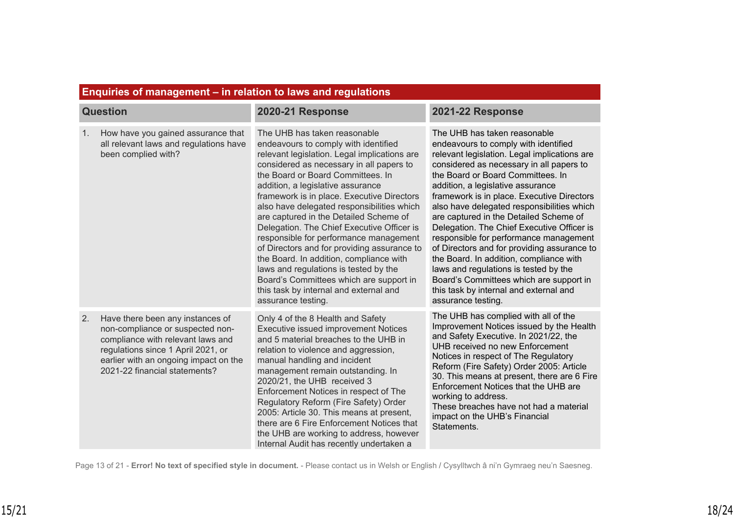| Enquiries of management – in relation to laws and regulations | | |
|---|---|---|
| **Question** | **2020-21 Response** | **2021-22 Response** |
| 1. How have you gained assurance that all relevant laws and regulations have been complied with? | The UHB has taken reasonable endeavours to comply with identified relevant legislation. Legal implications are considered as necessary in all papers to the Board or Board Committees. In addition, a legislative assurance framework is in place. Executive Directors also have delegated responsibilities which are captured in the Detailed Scheme of Delegation. The Chief Executive Officer is responsible for performance management of Directors and for providing assurance to the Board. In addition, compliance with laws and regulations is tested by the Board's Committees which are support in this task by internal and external and assurance testing. | The UHB has taken reasonable endeavours to comply with identified relevant legislation. Legal implications are considered as necessary in all papers to the Board or Board Committees. In addition, a legislative assurance framework is in place. Executive Directors also have delegated responsibilities which are captured in the Detailed Scheme of Delegation. The Chief Executive Officer is responsible for performance management of Directors and for providing assurance to the Board. In addition, compliance with laws and regulations is tested by the Board's Committees which are support in this task by internal and external and assurance testing. |
| 2. Have there been any instances of non-compliance or suspected non-compliance with relevant laws and regulations since 1 April 2021, or earlier with an ongoing impact on the 2021-22 financial statements? | Only 4 of the 8 Health and Safety Executive issued improvement Notices and 5 material breaches to the UHB in relation to violence and aggression, manual handling and incident management remain outstanding. In 2020/21, the UHB received 3 Enforcement Notices in respect of The Regulatory Reform (Fire Safety) Order 2005: Article 30. This means at present, there are 6 Fire Enforcement Notices that the UHB are working to address, however Internal Audit has recently undertaken a | The UHB has complied with all of the Improvement Notices issued by the Health and Safety Executive. In 2021/22, the UHB received no new Enforcement Notices in respect of The Regulatory Reform (Fire Safety) Order 2005: Article 30. This means at present, there are 6 Fire Enforcement Notices that the UHB are working to address. These breaches have not had a material impact on the UHB's Financial Statements. |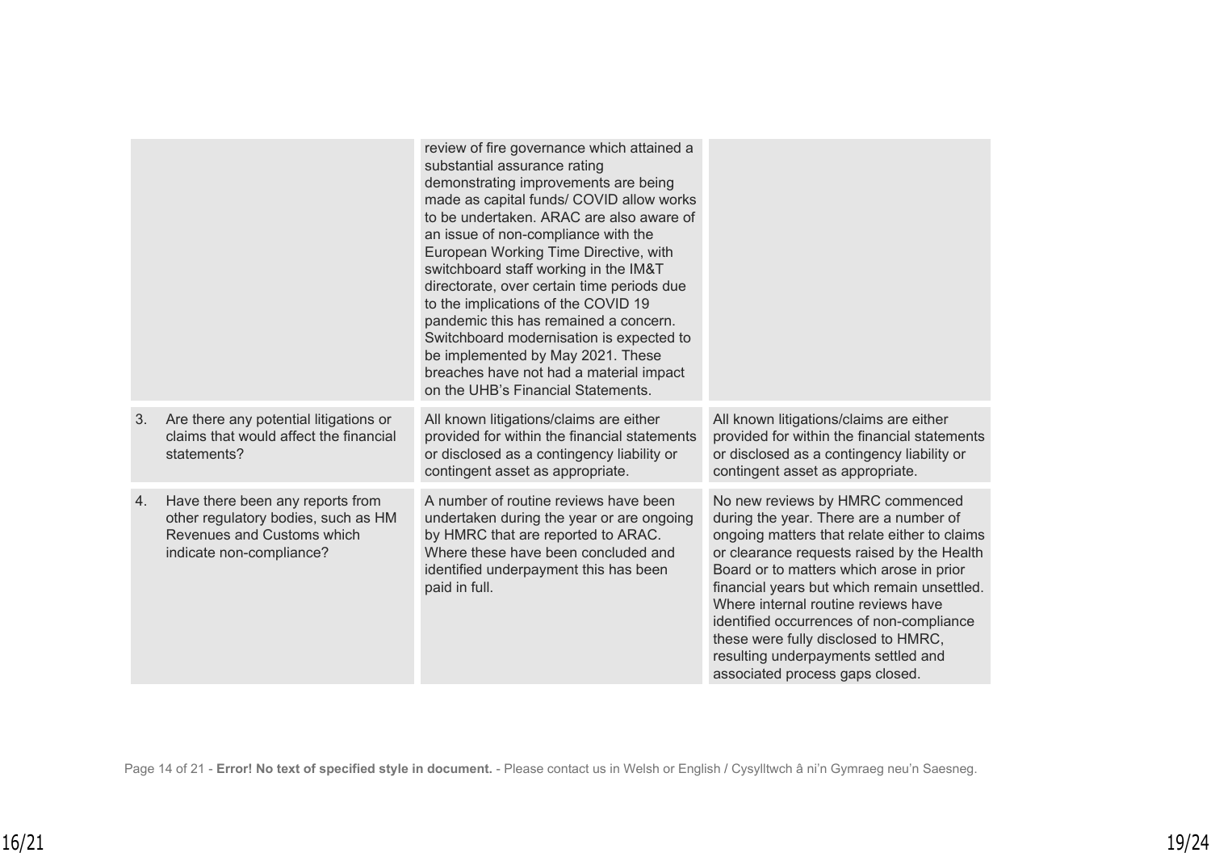| | | | |
|---|---|---|---|
| | | review of fire governance which attained a substantial assurance rating demonstrating improvements are being made as capital funds/ COVID allow works to be undertaken. ARAC are also aware of an issue of non-compliance with the European Working Time Directive, with switchboard staff working in the IM&T directorate, over certain time periods due to the implications of the COVID 19 pandemic this has remained a concern. Switchboard modernisation is expected to be implemented by May 2021. These breaches have not had a material impact on the UHB's Financial Statements. | |
| 3. | Are there any potential litigations or claims that would affect the financial statements? | All known litigations/claims are either provided for within the financial statements or disclosed as a contingency liability or contingent asset as appropriate. | All known litigations/claims are either provided for within the financial statements or disclosed as a contingency liability or contingent asset as appropriate. |
| 4. | Have there been any reports from other regulatory bodies, such as HM Revenues and Customs which indicate non-compliance? | A number of routine reviews have been undertaken during the year or are ongoing by HMRC that are reported to ARAC. Where these have been concluded and identified underpayment this has been paid in full. | No new reviews by HMRC commenced during the year. There are a number of ongoing matters that relate either to claims or clearance requests raised by the Health Board or to matters which arose in prior financial years but which remain unsettled. Where internal routine reviews have identified occurrences of non-compliance these were fully disclosed to HMRC, resulting underpayments settled and associated process gaps closed. |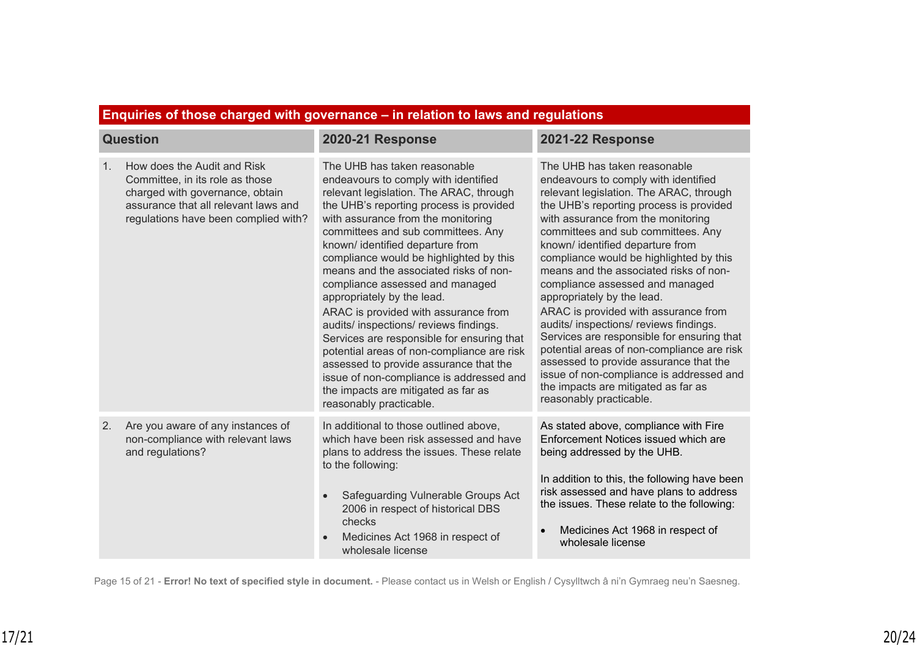| Enquiries of those charged with governance – in relation to laws and regulations | | |
|---|---|---|
| **Question** | **2020-21 Response** | **2021-22 Response** |
| 1. How does the Audit and Risk Committee, in its role as those charged with governance, obtain assurance that all relevant laws and regulations have been complied with? | The UHB has taken reasonable endeavours to comply with identified relevant legislation. The ARAC, through the UHB's reporting process is provided with assurance from the monitoring committees and sub committees. Any known/ identified departure from compliance would be highlighted by this means and the associated risks of non-compliance assessed and managed appropriately by the lead.<br>ARAC is provided with assurance from audits/ inspections/ reviews findings. Services are responsible for ensuring that potential areas of non-compliance are risk assessed to provide assurance that the issue of non-compliance is addressed and the impacts are mitigated as far as reasonably practicable. | The UHB has taken reasonable endeavours to comply with identified relevant legislation. The ARAC, through the UHB's reporting process is provided with assurance from the monitoring committees and sub committees. Any known/ identified departure from compliance would be highlighted by this means and the associated risks of non-compliance assessed and managed appropriately by the lead.<br>ARAC is provided with assurance from audits/ inspections/ reviews findings. Services are responsible for ensuring that potential areas of non-compliance are risk assessed to provide assurance that the issue of non-compliance is addressed and the impacts are mitigated as far as reasonably practicable. |
| 2. Are you aware of any instances of non-compliance with relevant laws and regulations? | In additional to those outlined above, which have been risk assessed and have plans to address the issues. These relate to the following:<br>• Safeguarding Vulnerable Groups Act 2006 in respect of historical DBS checks<br>• Medicines Act 1968 in respect of wholesale license | As stated above, compliance with Fire Enforcement Notices issued which are being addressed by the UHB.<br><br>In addition to this, the following have been risk assessed and have plans to address the issues. These relate to the following:<br>• Medicines Act 1968 in respect of wholesale license |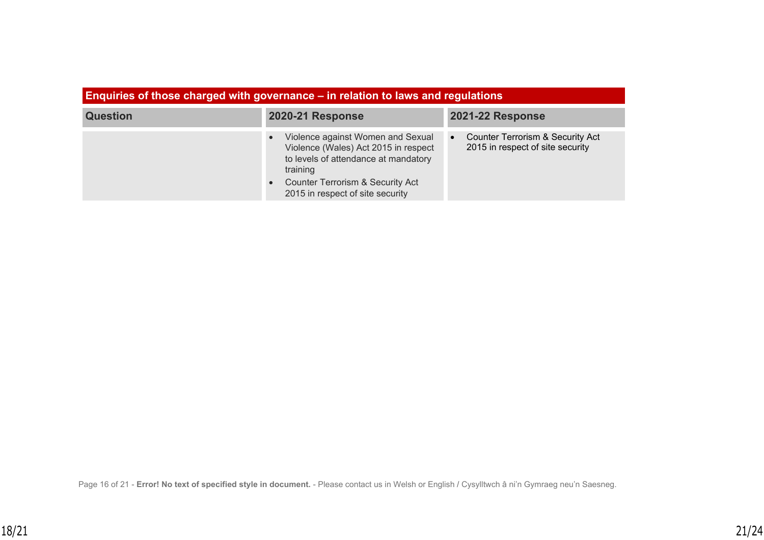| Enquiries of those charged with governance – in relation to laws and regulations | | |
|---|---|---|
| **Question** | **2020-21 Response** | **2021-22 Response** |
| | • Violence against Women and Sexual Violence (Wales) Act 2015 in respect to levels of attendance at mandatory training<br>• Counter Terrorism & Security Act 2015 in respect of site security | • Counter Terrorism & Security Act 2015 in respect of site security |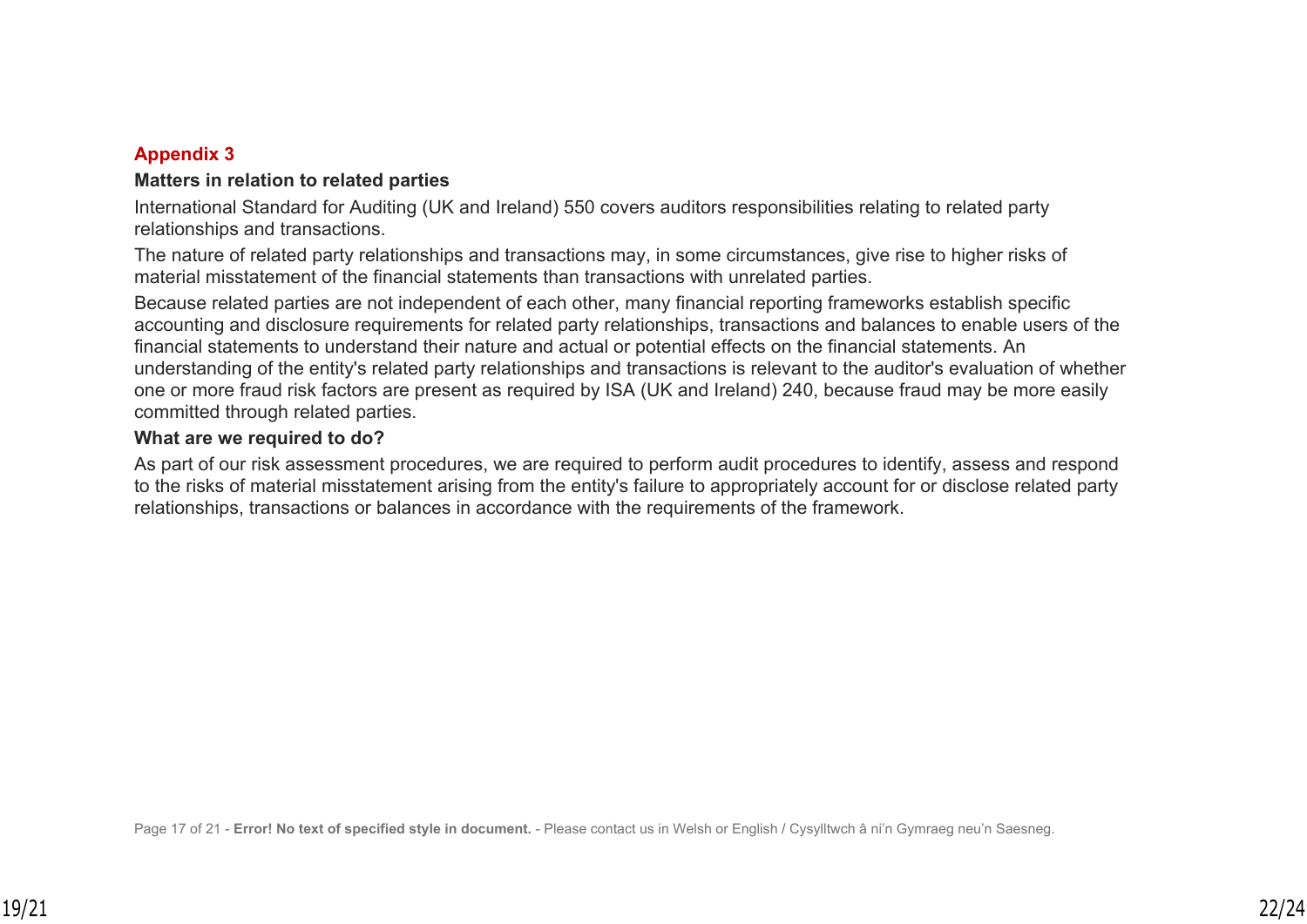## Appendix 3

### Matters in relation to related parties

International Standard for Auditing (UK and Ireland) 550 covers auditors responsibilities relating to related party relationships and transactions.

The nature of related party relationships and transactions may, in some circumstances, give rise to higher risks of material misstatement of the financial statements than transactions with unrelated parties.

Because related parties are not independent of each other, many financial reporting frameworks establish specific accounting and disclosure requirements for related party relationships, transactions and balances to enable users of the financial statements to understand their nature and actual or potential effects on the financial statements. An understanding of the entity's related party relationships and transactions is relevant to the auditor's evaluation of whether one or more fraud risk factors are present as required by ISA (UK and Ireland) 240, because fraud may be more easily committed through related parties.

### What are we required to do?

As part of our risk assessment procedures, we are required to perform audit procedures to identify, assess and respond to the risks of material misstatement arising from the entity's failure to appropriately account for or disclose related party relationships, transactions or balances in accordance with the requirements of the framework.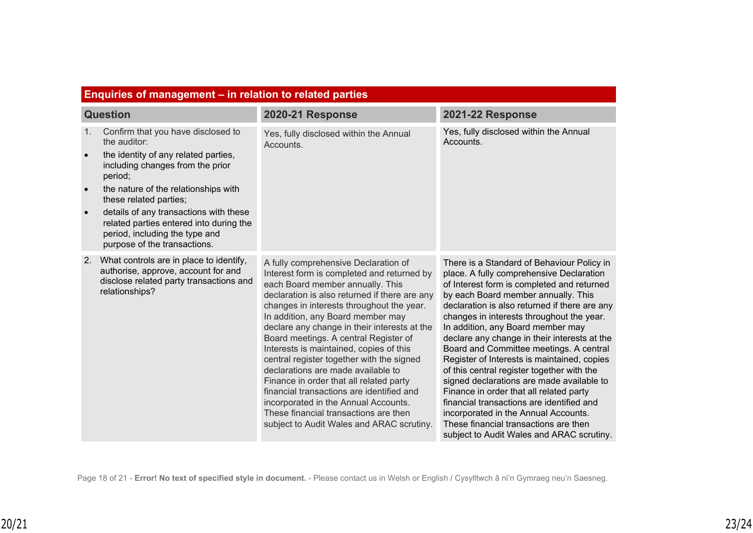## Enquiries of management – in relation to related parties

| Question | 2020-21 Response | 2021-22 Response |
| --- | --- | --- |
| 1. Confirm that you have disclosed to the auditor:<br>• the identity of any related parties, including changes from the prior period;<br>• the nature of the relationships with these related parties;<br>• details of any transactions with these related parties entered into during the period, including the type and purpose of the transactions. | Yes, fully disclosed within the Annual Accounts. | Yes, fully disclosed within the Annual Accounts. |
| 2. What controls are in place to identify, authorise, approve, account for and disclose related party transactions and relationships? | A fully comprehensive Declaration of Interest form is completed and returned by each Board member annually. This declaration is also returned if there are any changes in interests throughout the year. In addition, any Board member may declare any change in their interests at the Board meetings. A central Register of Interests is maintained, copies of this central register together with the signed declarations are made available to Finance in order that all related party financial transactions are identified and incorporated in the Annual Accounts. These financial transactions are then subject to Audit Wales and ARAC scrutiny. | There is a Standard of Behaviour Policy in place. A fully comprehensive Declaration of Interest form is completed and returned by each Board member annually. This declaration is also returned if there are any changes in interests throughout the year. In addition, any Board member may declare any change in their interests at the Board and Committee meetings. A central Register of Interests is maintained, copies of this central register together with the signed declarations are made available to Finance in order that all related party financial transactions are identified and incorporated in the Annual Accounts. These financial transactions are then subject to Audit Wales and ARAC scrutiny. |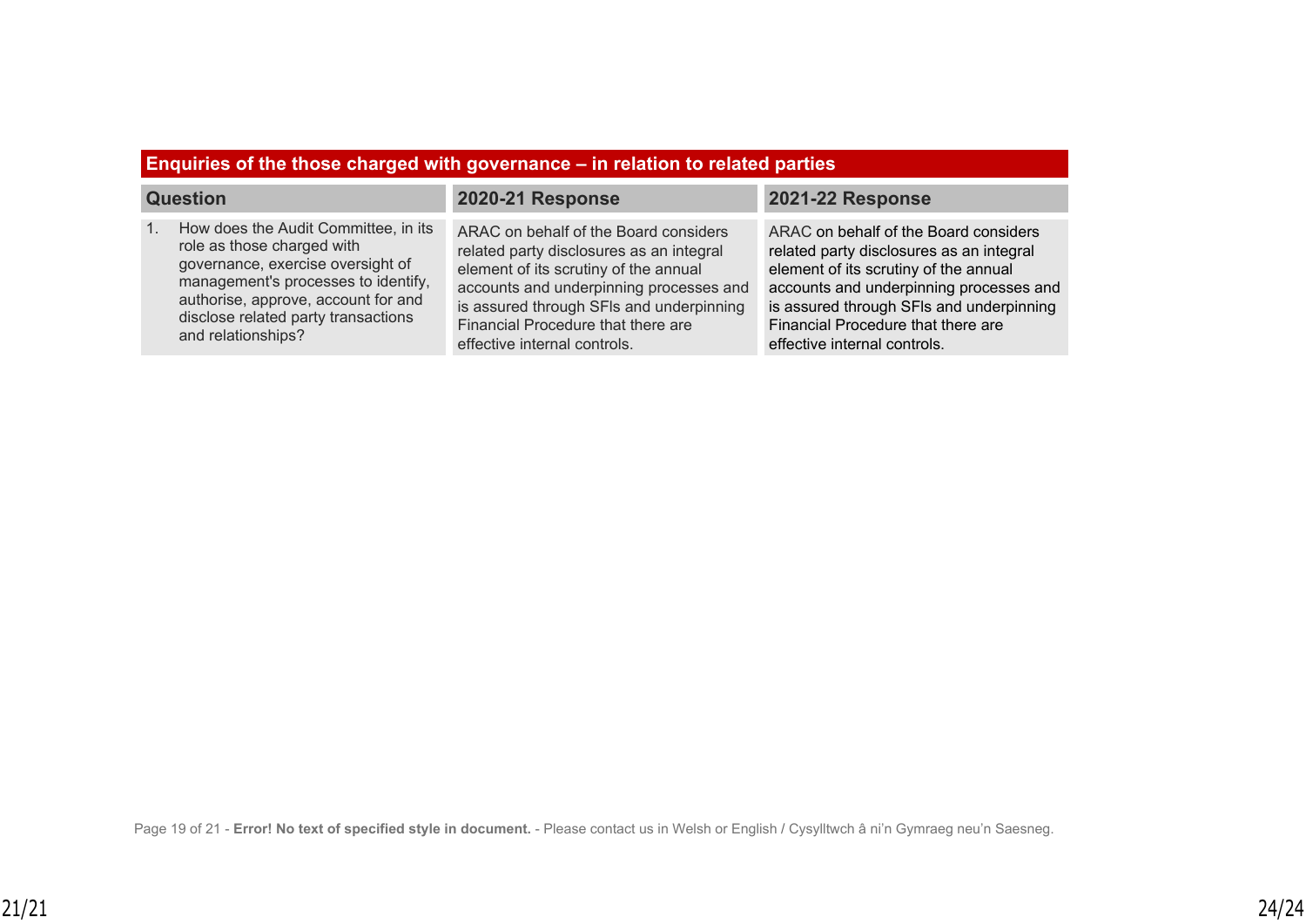## Enquiries of the those charged with governance – in relation to related parties

| Question | 2020-21 Response | 2021-22 Response |
| --- | --- | --- |
| 1. How does the Audit Committee, in its role as those charged with governance, exercise oversight of management's processes to identify, authorise, approve, account for and disclose related party transactions and relationships? | ARAC on behalf of the Board considers related party disclosures as an integral element of its scrutiny of the annual accounts and underpinning processes and is assured through SFIs and underpinning Financial Procedure that there are effective internal controls. | ARAC on behalf of the Board considers related party disclosures as an integral element of its scrutiny of the annual accounts and underpinning processes and is assured through SFIs and underpinning Financial Procedure that there are effective internal controls. |